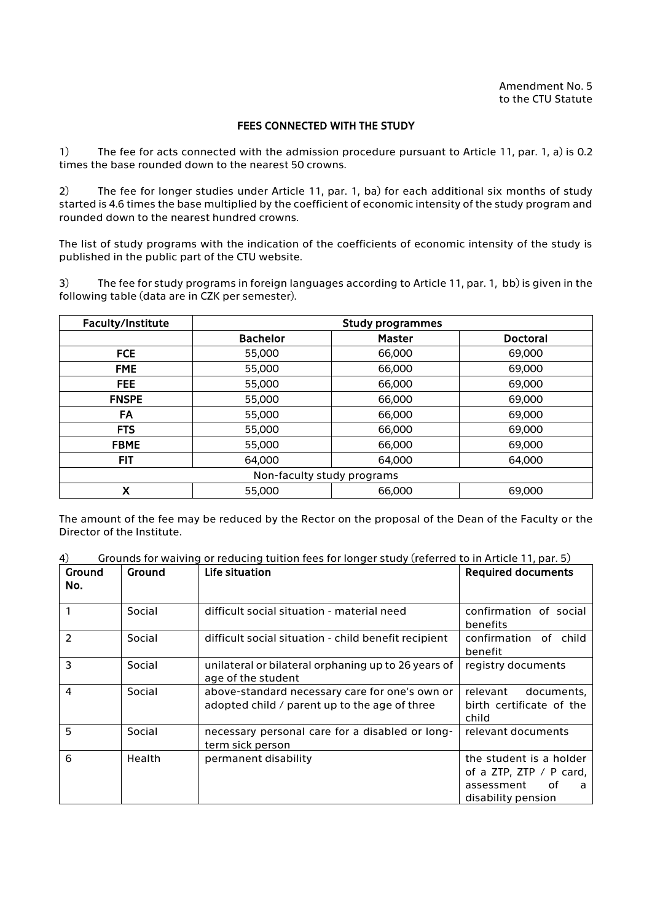Amendment No. 5
to the CTU Statute

## FEES CONNECTED WITH THE STUDY

1) The fee for acts connected with the admission procedure pursuant to Article 11, par. 1, a) is 0.2 times the base rounded down to the nearest 50 crowns.

2) The fee for longer studies under Article 11, par. 1, ba) for each additional six months of study started is 4.6 times the base multiplied by the coefficient of economic intensity of the study program and rounded down to the nearest hundred crowns.

The list of study programs with the indication of the coefficients of economic intensity of the study is published in the public part of the CTU website.

3) The fee for study programs in foreign languages according to Article 11, par. 1, bb) is given in the following table (data are in CZK per semester).

| Faculty/Institute | Study programmes | | |
|---|---|---|---|
| | **Bachelor** | **Master** | **Doctoral** |
| **FCE** | 55,000 | 66,000 | 69,000 |
| **FME** | 55,000 | 66,000 | 69,000 |
| **FEE** | 55,000 | 66,000 | 69,000 |
| **FNSPE** | 55,000 | 66,000 | 69,000 |
| **FA** | 55,000 | 66,000 | 69,000 |
| **FTS** | 55,000 | 66,000 | 69,000 |
| **FBME** | 55,000 | 66,000 | 69,000 |
| **FIT** | 64,000 | 64,000 | 64,000 |
| Non-faculty study programs | | | |
| **X** | 55,000 | 66,000 | 69,000 |

The amount of the fee may be reduced by the Rector on the proposal of the Dean of the Faculty or the Director of the Institute.

4) Grounds for waiving or reducing tuition fees for longer study (referred to in Article 11, par. 5)

| Ground No. | Ground | Life situation | Required documents |
|---|---|---|---|
| 1 | Social | difficult social situation - material need | confirmation of social benefits |
| 2 | Social | difficult social situation - child benefit recipient | confirmation of child benefit |
| 3 | Social | unilateral or bilateral orphaning up to 26 years of age of the student | registry documents |
| 4 | Social | above-standard necessary care for one's own or adopted child / parent up to the age of three | relevant documents, birth certificate of the child |
| 5 | Social | necessary personal care for a disabled or long-term sick person | relevant documents |
| 6 | Health | permanent disability | the student is a holder of a ZTP, ZTP / P card, assessment of a disability pension |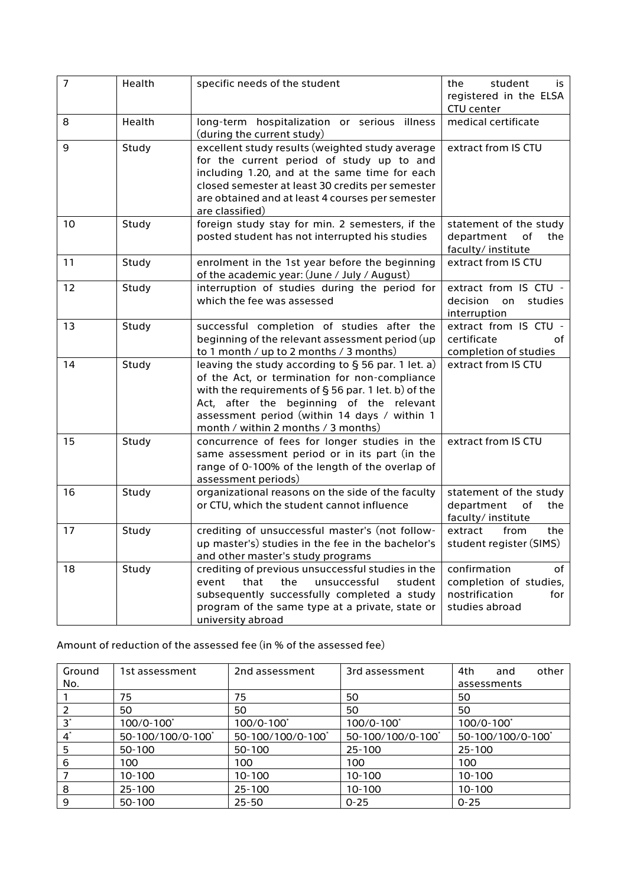| 7 | Health | specific needs of the student | the student is registered in the ELSA CTU center |
|---|---|---|---|
| 8 | Health | long-term hospitalization or serious illness (during the current study) | medical certificate |
| 9 | Study | excellent study results (weighted study average for the current period of study up to and including 1.20, and at the same time for each closed semester at least 30 credits per semester are obtained and at least 4 courses per semester are classified) | extract from IS CTU |
| 10 | Study | foreign study stay for min. 2 semesters, if the posted student has not interrupted his studies | statement of the study department of the faculty/ institute |
| 11 | Study | enrolment in the 1st year before the beginning of the academic year: (June / July / August) | extract from IS CTU |
| 12 | Study | interruption of studies during the period for which the fee was assessed | extract from IS CTU - decision on studies interruption |
| 13 | Study | successful completion of studies after the beginning of the relevant assessment period (up to 1 month / up to 2 months / 3 months) | extract from IS CTU - certificate of completion of studies |
| 14 | Study | leaving the study according to § 56 par. 1 let. a) of the Act, or termination for non-compliance with the requirements of § 56 par. 1 let. b) of the Act, after the beginning of the relevant assessment period (within 14 days / within 1 month / within 2 months / 3 months) | extract from IS CTU |
| 15 | Study | concurrence of fees for longer studies in the same assessment period or in its part (in the range of 0-100% of the length of the overlap of assessment periods) | extract from IS CTU |
| 16 | Study | organizational reasons on the side of the faculty or CTU, which the student cannot influence | statement of the study department of the faculty/ institute |
| 17 | Study | crediting of unsuccessful master's (not follow-up master's) studies in the fee in the bachelor's and other master's study programs | extract from the student register (SIMS) |
| 18 | Study | crediting of previous unsuccessful studies in the event that the unsuccessful student subsequently successfully completed a study program of the same type at a private, state or university abroad | confirmation of completion of studies, nostrification for studies abroad |

Amount of reduction of the assessed fee (in % of the assessed fee)

| Ground No. | 1st assessment | 2nd assessment | 3rd assessment | 4th and other assessments |
|---|---|---|---|---|
| 1 | 75 | 75 | 50 | 50 |
| 2 | 50 | 50 | 50 | 50 |
| 3* | 100/0-100* | 100/0-100* | 100/0-100* | 100/0-100* |
| 4* | 50-100/100/0-100* | 50-100/100/0-100* | 50-100/100/0-100* | 50-100/100/0-100* |
| 5 | 50-100 | 50-100 | 25-100 | 25-100 |
| 6 | 100 | 100 | 100 | 100 |
| 7 | 10-100 | 10-100 | 10-100 | 10-100 |
| 8 | 25-100 | 25-100 | 10-100 | 10-100 |
| 9 | 50-100 | 25-50 | 0-25 | 0-25 |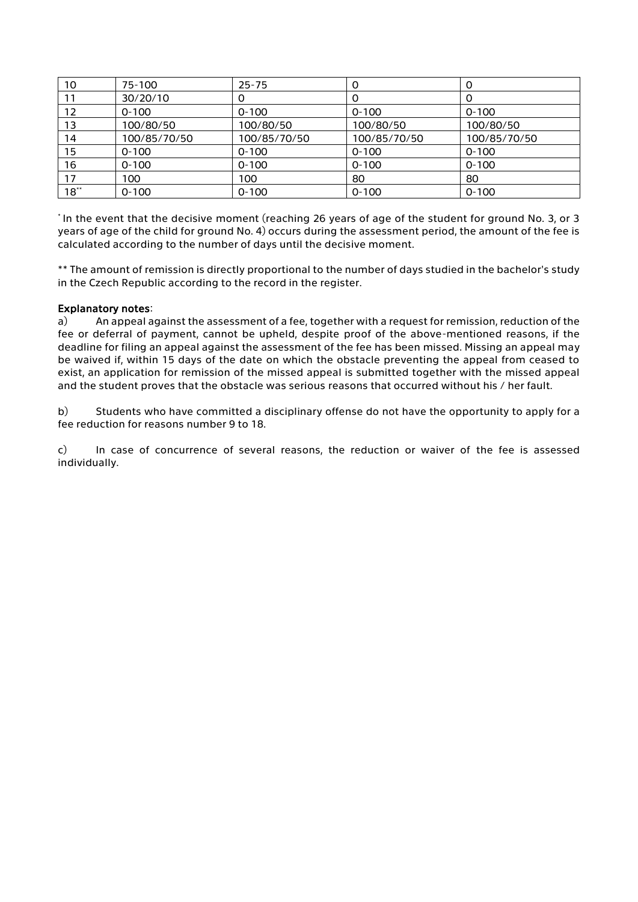| | | | | |
|---|---|---|---|---|
| 10 | 75-100 | 25-75 | 0 | 0 |
| 11 | 30/20/10 | 0 | 0 | 0 |
| 12 | 0-100 | 0-100 | 0-100 | 0-100 |
| 13 | 100/80/50 | 100/80/50 | 100/80/50 | 100/80/50 |
| 14 | 100/85/70/50 | 100/85/70/50 | 100/85/70/50 | 100/85/70/50 |
| 15 | 0-100 | 0-100 | 0-100 | 0-100 |
| 16 | 0-100 | 0-100 | 0-100 | 0-100 |
| 17 | 100 | 100 | 80 | 80 |
| 18** | 0-100 | 0-100 | 0-100 | 0-100 |

* In the event that the decisive moment (reaching 26 years of age of the student for ground No. 3, or 3 years of age of the child for ground No. 4) occurs during the assessment period, the amount of the fee is calculated according to the number of days until the decisive moment.

** The amount of remission is directly proportional to the number of days studied in the bachelor's study in the Czech Republic according to the record in the register.

**Explanatory notes**:

a) An appeal against the assessment of a fee, together with a request for remission, reduction of the fee or deferral of payment, cannot be upheld, despite proof of the above-mentioned reasons, if the deadline for filing an appeal against the assessment of the fee has been missed. Missing an appeal may be waived if, within 15 days of the date on which the obstacle preventing the appeal from ceased to exist, an application for remission of the missed appeal is submitted together with the missed appeal and the student proves that the obstacle was serious reasons that occurred without his / her fault.

b) Students who have committed a disciplinary offense do not have the opportunity to apply for a fee reduction for reasons number 9 to 18.

c) In case of concurrence of several reasons, the reduction or waiver of the fee is assessed individually.